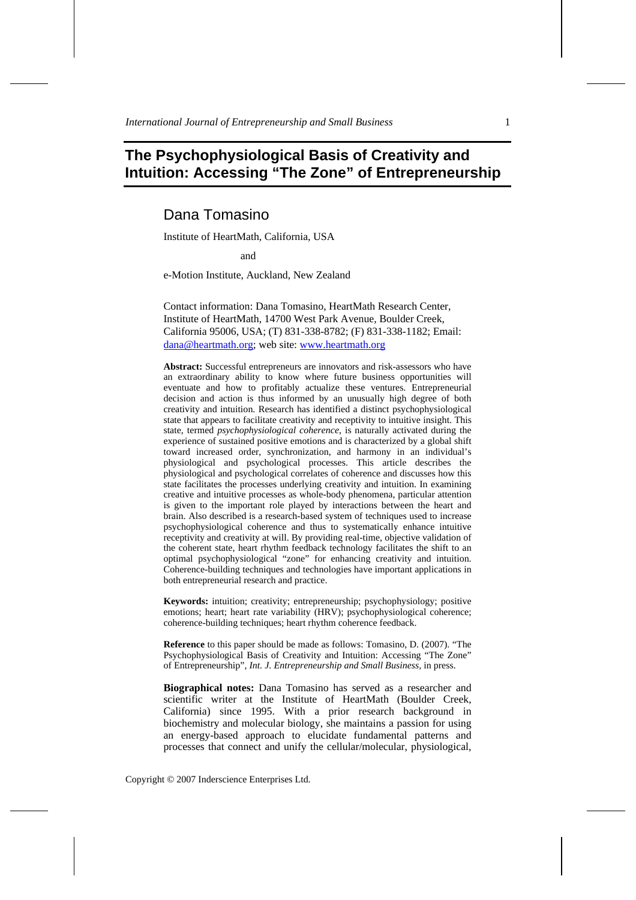# The Psychophysiological Basis of Creativity and Intuition: Accessing "The Zone" of Entrepreneurship

## Dana Tomasino

Institute of HeartMath, California, USA

and

e-Motion Institute, Auckland, New Zealand

Contact information: Dana Tomasino, HeartMath Research Center, Institute of HeartMath, 14700 West Park Avenue, Boulder Creek, California 95006, USA; (T) 831-338-8782; (F) 831-338-1182; Email: dana@heartmath.org; web site: www.heartmath.org

**Abstract:** Successful entrepreneurs are innovators and risk-assessors who have an extraordinary ability to know where future business opportunities will eventuate and how to profitably actualize these ventures. Entrepreneurial decision and action is thus informed by an unusually high degree of both creativity and intuition. Research has identified a distinct psychophysiological state that appears to facilitate creativity and receptivity to intuitive insight. This state, termed *psychophysiological coherence*, is naturally activated during the experience of sustained positive emotions and is characterized by a global shift toward increased order, synchronization, and harmony in an individual's physiological and psychological processes. This article describes the physiological and psychological correlates of coherence and discusses how this state facilitates the processes underlying creativity and intuition. In examining creative and intuitive processes as whole-body phenomena, particular attention is given to the important role played by interactions between the heart and brain. Also described is a research-based system of techniques used to increase psychophysiological coherence and thus to systematically enhance intuitive receptivity and creativity at will. By providing real-time, objective validation of the coherent state, heart rhythm feedback technology facilitates the shift to an optimal psychophysiological "zone" for enhancing creativity and intuition. Coherence-building techniques and technologies have important applications in both entrepreneurial research and practice.

**Keywords:** intuition; creativity; entrepreneurship; psychophysiology; positive emotions; heart; heart rate variability (HRV); psychophysiological coherence; coherence-building techniques; heart rhythm coherence feedback.

**Reference** to this paper should be made as follows: Tomasino, D. (2007). "The Psychophysiological Basis of Creativity and Intuition: Accessing "The Zone" of Entrepreneurship", *Int. J. Entrepreneurship and Small Business*, in press.

**Biographical notes:** Dana Tomasino has served as a researcher and scientific writer at the Institute of HeartMath (Boulder Creek, California) since 1995. With a prior research background in biochemistry and molecular biology, she maintains a passion for using an energy-based approach to elucidate fundamental patterns and processes that connect and unify the cellular/molecular, physiological,

Copyright © 2007 Inderscience Enterprises Ltd.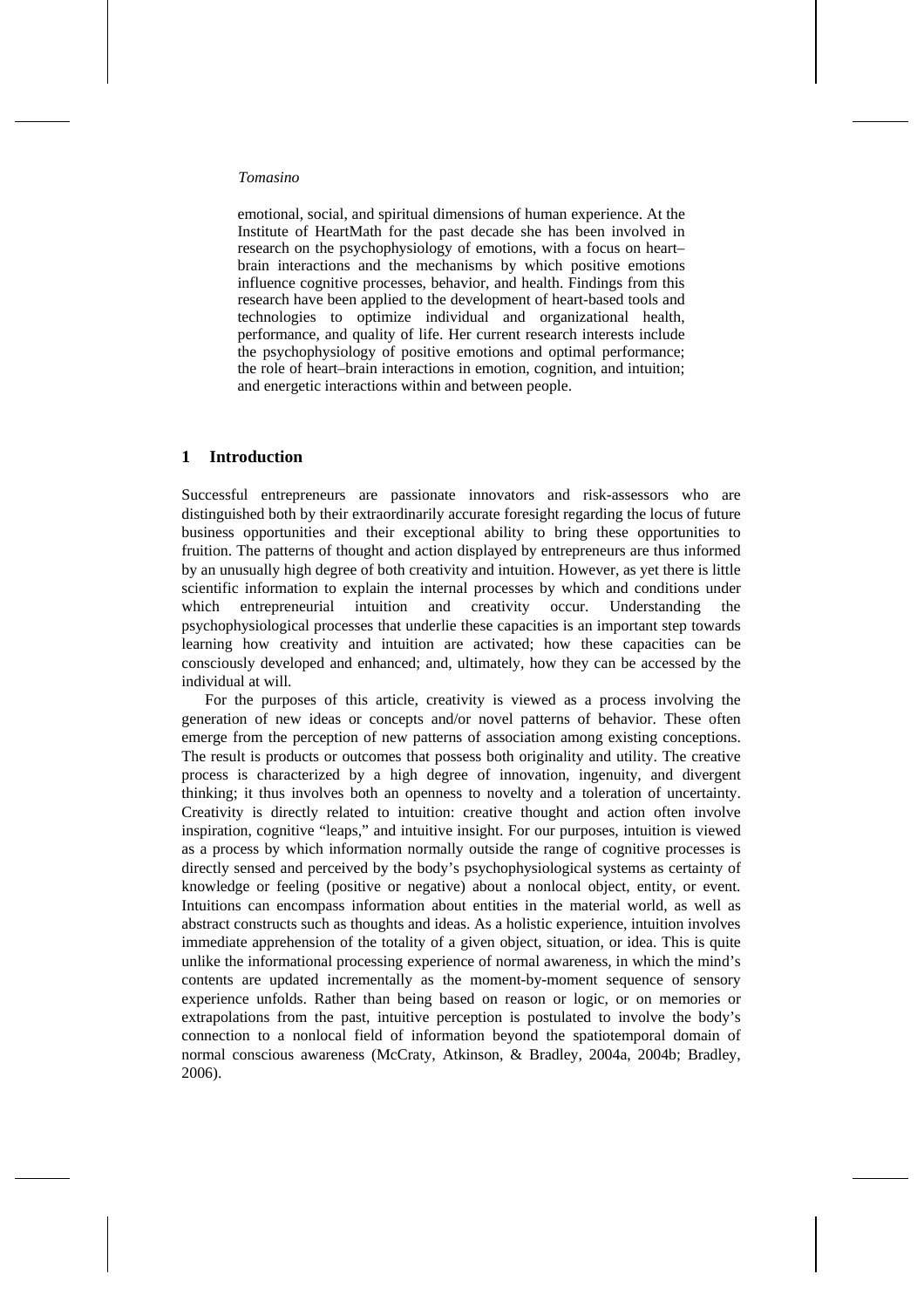emotional, social, and spiritual dimensions of human experience. At the Institute of HeartMath for the past decade she has been involved in research on the psychophysiology of emotions, with a focus on heart–brain interactions and the mechanisms by which positive emotions influence cognitive processes, behavior, and health. Findings from this research have been applied to the development of heart-based tools and technologies to optimize individual and organizational health, performance, and quality of life. Her current research interests include the psychophysiology of positive emotions and optimal performance; the role of heart–brain interactions in emotion, cognition, and intuition; and energetic interactions within and between people.

## 1 Introduction

Successful entrepreneurs are passionate innovators and risk-assessors who are distinguished both by their extraordinarily accurate foresight regarding the locus of future business opportunities and their exceptional ability to bring these opportunities to fruition. The patterns of thought and action displayed by entrepreneurs are thus informed by an unusually high degree of both creativity and intuition. However, as yet there is little scientific information to explain the internal processes by which and conditions under which entrepreneurial intuition and creativity occur. Understanding the psychophysiological processes that underlie these capacities is an important step towards learning how creativity and intuition are activated; how these capacities can be consciously developed and enhanced; and, ultimately, how they can be accessed by the individual at will.

For the purposes of this article, creativity is viewed as a process involving the generation of new ideas or concepts and/or novel patterns of behavior. These often emerge from the perception of new patterns of association among existing conceptions. The result is products or outcomes that possess both originality and utility. The creative process is characterized by a high degree of innovation, ingenuity, and divergent thinking; it thus involves both an openness to novelty and a toleration of uncertainty. Creativity is directly related to intuition: creative thought and action often involve inspiration, cognitive "leaps," and intuitive insight. For our purposes, intuition is viewed as a process by which information normally outside the range of cognitive processes is directly sensed and perceived by the body's psychophysiological systems as certainty of knowledge or feeling (positive or negative) about a nonlocal object, entity, or event. Intuitions can encompass information about entities in the material world, as well as abstract constructs such as thoughts and ideas. As a holistic experience, intuition involves immediate apprehension of the totality of a given object, situation, or idea. This is quite unlike the informational processing experience of normal awareness, in which the mind's contents are updated incrementally as the moment-by-moment sequence of sensory experience unfolds. Rather than being based on reason or logic, or on memories or extrapolations from the past, intuitive perception is postulated to involve the body's connection to a nonlocal field of information beyond the spatiotemporal domain of normal conscious awareness (McCraty, Atkinson, & Bradley, 2004a, 2004b; Bradley, 2006).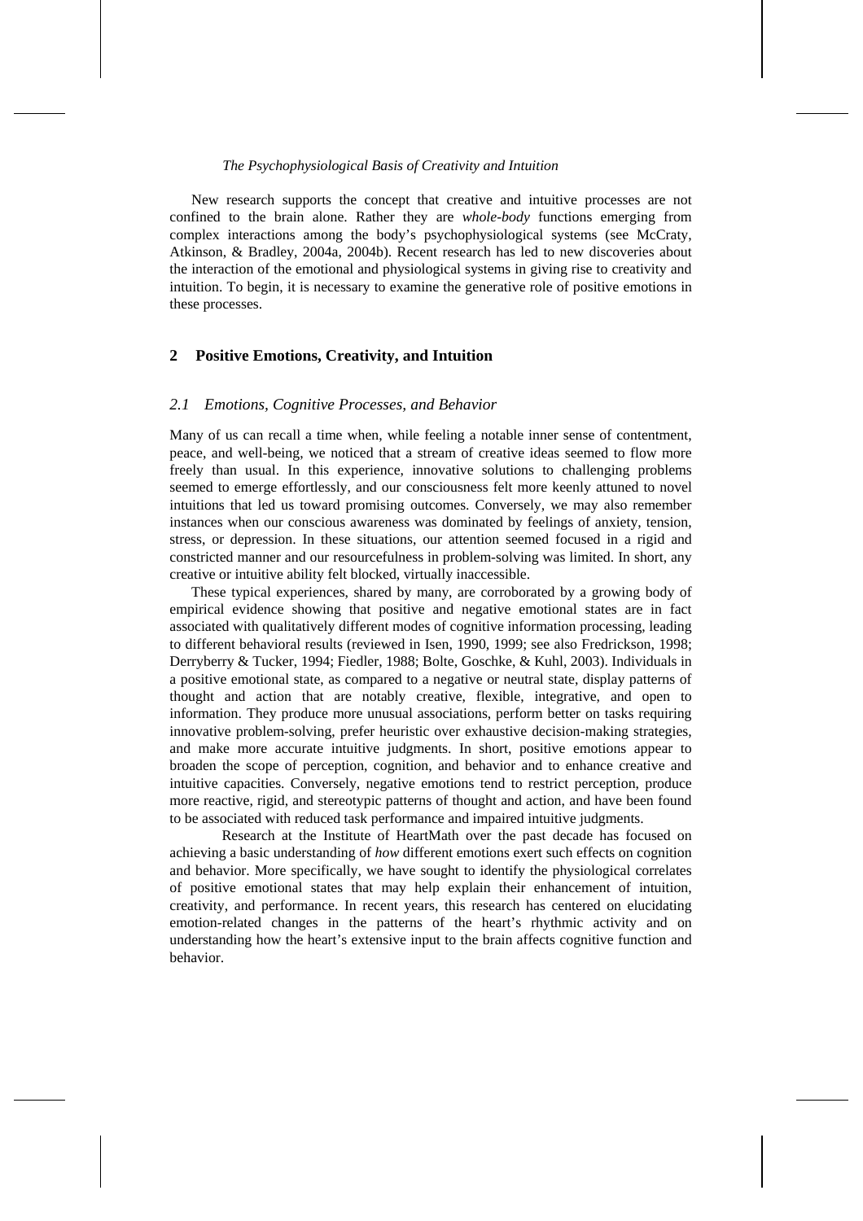*The Psychophysiological Basis of Creativity and Intuition*

New research supports the concept that creative and intuitive processes are not confined to the brain alone. Rather they are *whole-body* functions emerging from complex interactions among the body's psychophysiological systems (see McCraty, Atkinson, & Bradley, 2004a, 2004b). Recent research has led to new discoveries about the interaction of the emotional and physiological systems in giving rise to creativity and intuition. To begin, it is necessary to examine the generative role of positive emotions in these processes.

## 2 Positive Emotions, Creativity, and Intuition

### *2.1 Emotions, Cognitive Processes, and Behavior*

Many of us can recall a time when, while feeling a notable inner sense of contentment, peace, and well-being, we noticed that a stream of creative ideas seemed to flow more freely than usual. In this experience, innovative solutions to challenging problems seemed to emerge effortlessly, and our consciousness felt more keenly attuned to novel intuitions that led us toward promising outcomes. Conversely, we may also remember instances when our conscious awareness was dominated by feelings of anxiety, tension, stress, or depression. In these situations, our attention seemed focused in a rigid and constricted manner and our resourcefulness in problem-solving was limited. In short, any creative or intuitive ability felt blocked, virtually inaccessible.

These typical experiences, shared by many, are corroborated by a growing body of empirical evidence showing that positive and negative emotional states are in fact associated with qualitatively different modes of cognitive information processing, leading to different behavioral results (reviewed in Isen, 1990, 1999; see also Fredrickson, 1998; Derryberry & Tucker, 1994; Fiedler, 1988; Bolte, Goschke, & Kuhl, 2003). Individuals in a positive emotional state, as compared to a negative or neutral state, display patterns of thought and action that are notably creative, flexible, integrative, and open to information. They produce more unusual associations, perform better on tasks requiring innovative problem-solving, prefer heuristic over exhaustive decision-making strategies, and make more accurate intuitive judgments. In short, positive emotions appear to broaden the scope of perception, cognition, and behavior and to enhance creative and intuitive capacities. Conversely, negative emotions tend to restrict perception, produce more reactive, rigid, and stereotypic patterns of thought and action, and have been found to be associated with reduced task performance and impaired intuitive judgments.

Research at the Institute of HeartMath over the past decade has focused on achieving a basic understanding of *how* different emotions exert such effects on cognition and behavior. More specifically, we have sought to identify the physiological correlates of positive emotional states that may help explain their enhancement of intuition, creativity, and performance. In recent years, this research has centered on elucidating emotion-related changes in the patterns of the heart's rhythmic activity and on understanding how the heart's extensive input to the brain affects cognitive function and behavior.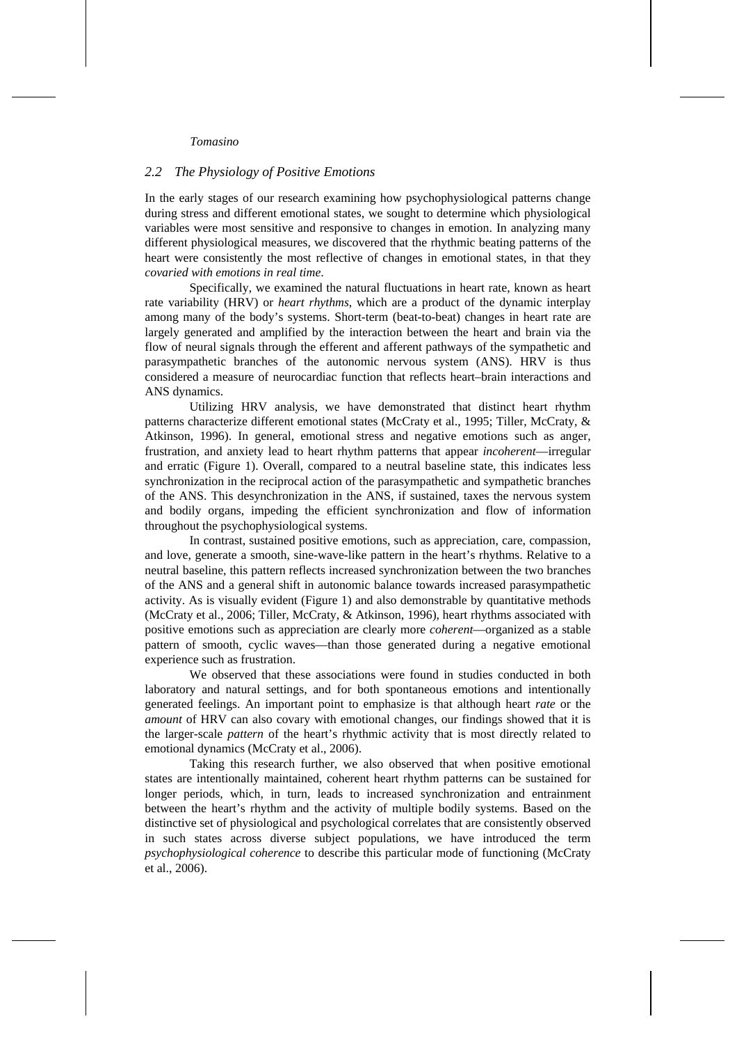### *2.2 The Physiology of Positive Emotions*

In the early stages of our research examining how psychophysiological patterns change during stress and different emotional states, we sought to determine which physiological variables were most sensitive and responsive to changes in emotion. In analyzing many different physiological measures, we discovered that the rhythmic beating patterns of the heart were consistently the most reflective of changes in emotional states, in that they *covaried with emotions in real time*.

Specifically, we examined the natural fluctuations in heart rate, known as heart rate variability (HRV) or *heart rhythms*, which are a product of the dynamic interplay among many of the body's systems. Short-term (beat-to-beat) changes in heart rate are largely generated and amplified by the interaction between the heart and brain via the flow of neural signals through the efferent and afferent pathways of the sympathetic and parasympathetic branches of the autonomic nervous system (ANS). HRV is thus considered a measure of neurocardiac function that reflects heart–brain interactions and ANS dynamics.

Utilizing HRV analysis, we have demonstrated that distinct heart rhythm patterns characterize different emotional states (McCraty et al., 1995; Tiller, McCraty, & Atkinson, 1996). In general, emotional stress and negative emotions such as anger, frustration, and anxiety lead to heart rhythm patterns that appear *incoherent*—irregular and erratic (Figure 1). Overall, compared to a neutral baseline state, this indicates less synchronization in the reciprocal action of the parasympathetic and sympathetic branches of the ANS. This desynchronization in the ANS, if sustained, taxes the nervous system and bodily organs, impeding the efficient synchronization and flow of information throughout the psychophysiological systems.

In contrast, sustained positive emotions, such as appreciation, care, compassion, and love, generate a smooth, sine-wave-like pattern in the heart's rhythms. Relative to a neutral baseline, this pattern reflects increased synchronization between the two branches of the ANS and a general shift in autonomic balance towards increased parasympathetic activity. As is visually evident (Figure 1) and also demonstrable by quantitative methods (McCraty et al., 2006; Tiller, McCraty, & Atkinson, 1996), heart rhythms associated with positive emotions such as appreciation are clearly more *coherent*—organized as a stable pattern of smooth, cyclic waves—than those generated during a negative emotional experience such as frustration.

We observed that these associations were found in studies conducted in both laboratory and natural settings, and for both spontaneous emotions and intentionally generated feelings. An important point to emphasize is that although heart *rate* or the *amount* of HRV can also covary with emotional changes, our findings showed that it is the larger-scale *pattern* of the heart's rhythmic activity that is most directly related to emotional dynamics (McCraty et al., 2006).

Taking this research further, we also observed that when positive emotional states are intentionally maintained, coherent heart rhythm patterns can be sustained for longer periods, which, in turn, leads to increased synchronization and entrainment between the heart's rhythm and the activity of multiple bodily systems. Based on the distinctive set of physiological and psychological correlates that are consistently observed in such states across diverse subject populations, we have introduced the term *psychophysiological coherence* to describe this particular mode of functioning (McCraty et al., 2006).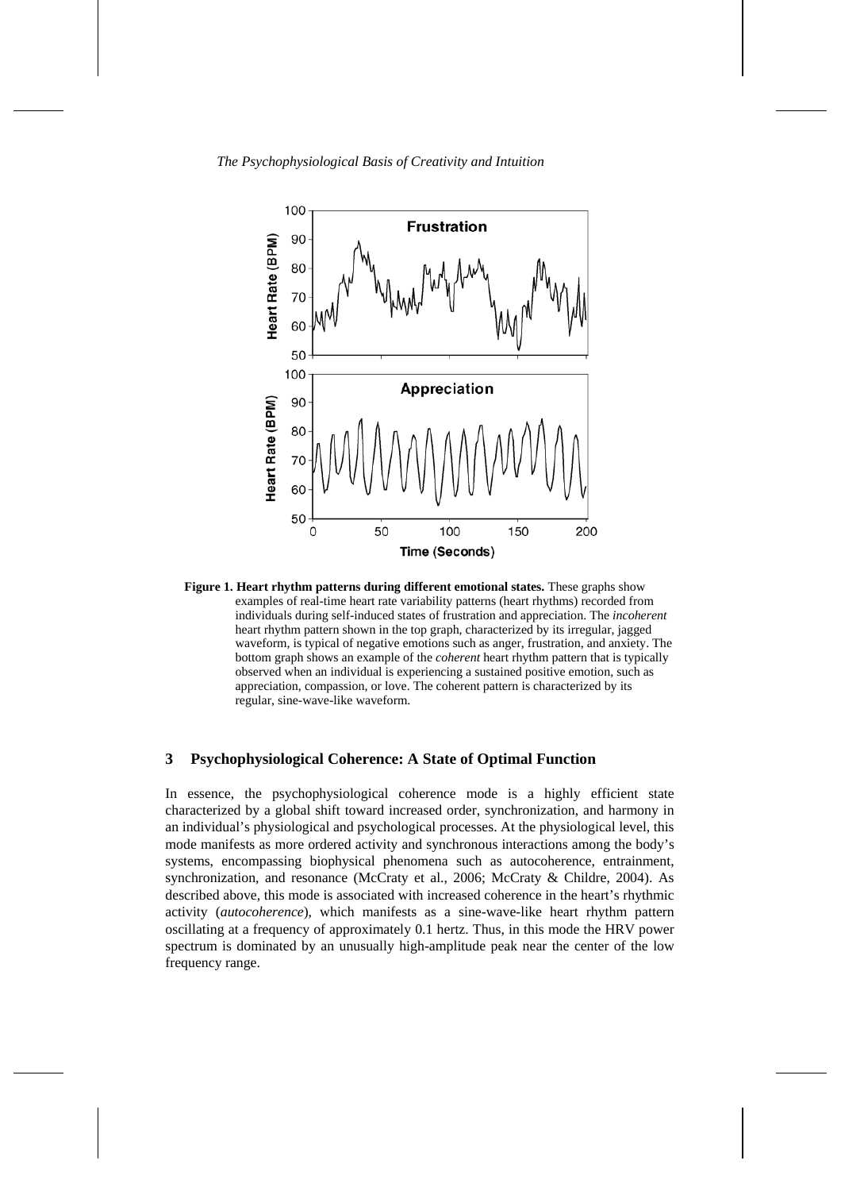**Figure 1. Heart rhythm patterns during different emotional states.** These graphs show examples of real-time heart rate variability patterns (heart rhythms) recorded from individuals during self-induced states of frustration and appreciation. The *incoherent* heart rhythm pattern shown in the top graph, characterized by its irregular, jagged waveform, is typical of negative emotions such as anger, frustration, and anxiety. The bottom graph shows an example of the *coherent* heart rhythm pattern that is typically observed when an individual is experiencing a sustained positive emotion, such as appreciation, compassion, or love. The coherent pattern is characterized by its regular, sine-wave-like waveform.

## 3 Psychophysiological Coherence: A State of Optimal Function

In essence, the psychophysiological coherence mode is a highly efficient state characterized by a global shift toward increased order, synchronization, and harmony in an individual's physiological and psychological processes. At the physiological level, this mode manifests as more ordered activity and synchronous interactions among the body's systems, encompassing biophysical phenomena such as autocoherence, entrainment, synchronization, and resonance (McCraty et al., 2006; McCraty & Childre, 2004). As described above, this mode is associated with increased coherence in the heart's rhythmic activity (*autocoherence*), which manifests as a sine-wave-like heart rhythm pattern oscillating at a frequency of approximately 0.1 hertz. Thus, in this mode the HRV power spectrum is dominated by an unusually high-amplitude peak near the center of the low frequency range.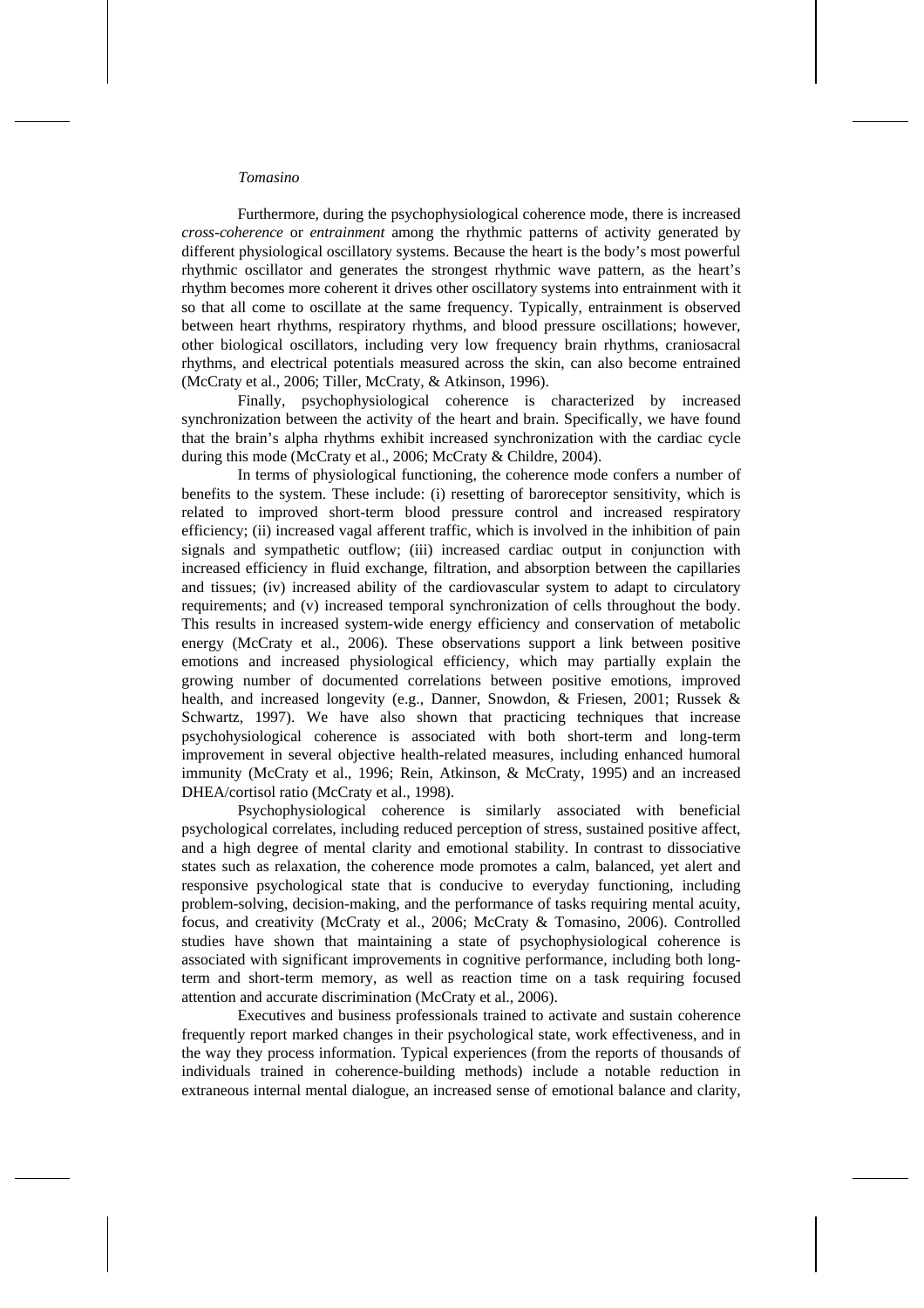Furthermore, during the psychophysiological coherence mode, there is increased *cross-coherence* or *entrainment* among the rhythmic patterns of activity generated by different physiological oscillatory systems. Because the heart is the body's most powerful rhythmic oscillator and generates the strongest rhythmic wave pattern, as the heart's rhythm becomes more coherent it drives other oscillatory systems into entrainment with it so that all come to oscillate at the same frequency. Typically, entrainment is observed between heart rhythms, respiratory rhythms, and blood pressure oscillations; however, other biological oscillators, including very low frequency brain rhythms, craniosacral rhythms, and electrical potentials measured across the skin, can also become entrained (McCraty et al., 2006; Tiller, McCraty, & Atkinson, 1996).

Finally, psychophysiological coherence is characterized by increased synchronization between the activity of the heart and brain. Specifically, we have found that the brain's alpha rhythms exhibit increased synchronization with the cardiac cycle during this mode (McCraty et al., 2006; McCraty & Childre, 2004).

In terms of physiological functioning, the coherence mode confers a number of benefits to the system. These include: (i) resetting of baroreceptor sensitivity, which is related to improved short-term blood pressure control and increased respiratory efficiency; (ii) increased vagal afferent traffic, which is involved in the inhibition of pain signals and sympathetic outflow; (iii) increased cardiac output in conjunction with increased efficiency in fluid exchange, filtration, and absorption between the capillaries and tissues; (iv) increased ability of the cardiovascular system to adapt to circulatory requirements; and (v) increased temporal synchronization of cells throughout the body. This results in increased system-wide energy efficiency and conservation of metabolic energy (McCraty et al., 2006). These observations support a link between positive emotions and increased physiological efficiency, which may partially explain the growing number of documented correlations between positive emotions, improved health, and increased longevity (e.g., Danner, Snowdon, & Friesen, 2001; Russek & Schwartz, 1997). We have also shown that practicing techniques that increase psychohysiological coherence is associated with both short-term and long-term improvement in several objective health-related measures, including enhanced humoral immunity (McCraty et al., 1996; Rein, Atkinson, & McCraty, 1995) and an increased DHEA/cortisol ratio (McCraty et al., 1998).

Psychophysiological coherence is similarly associated with beneficial psychological correlates, including reduced perception of stress, sustained positive affect, and a high degree of mental clarity and emotional stability. In contrast to dissociative states such as relaxation, the coherence mode promotes a calm, balanced, yet alert and responsive psychological state that is conducive to everyday functioning, including problem-solving, decision-making, and the performance of tasks requiring mental acuity, focus, and creativity (McCraty et al., 2006; McCraty & Tomasino, 2006). Controlled studies have shown that maintaining a state of psychophysiological coherence is associated with significant improvements in cognitive performance, including both long-term and short-term memory, as well as reaction time on a task requiring focused attention and accurate discrimination (McCraty et al., 2006).

Executives and business professionals trained to activate and sustain coherence frequently report marked changes in their psychological state, work effectiveness, and in the way they process information. Typical experiences (from the reports of thousands of individuals trained in coherence-building methods) include a notable reduction in extraneous internal mental dialogue, an increased sense of emotional balance and clarity,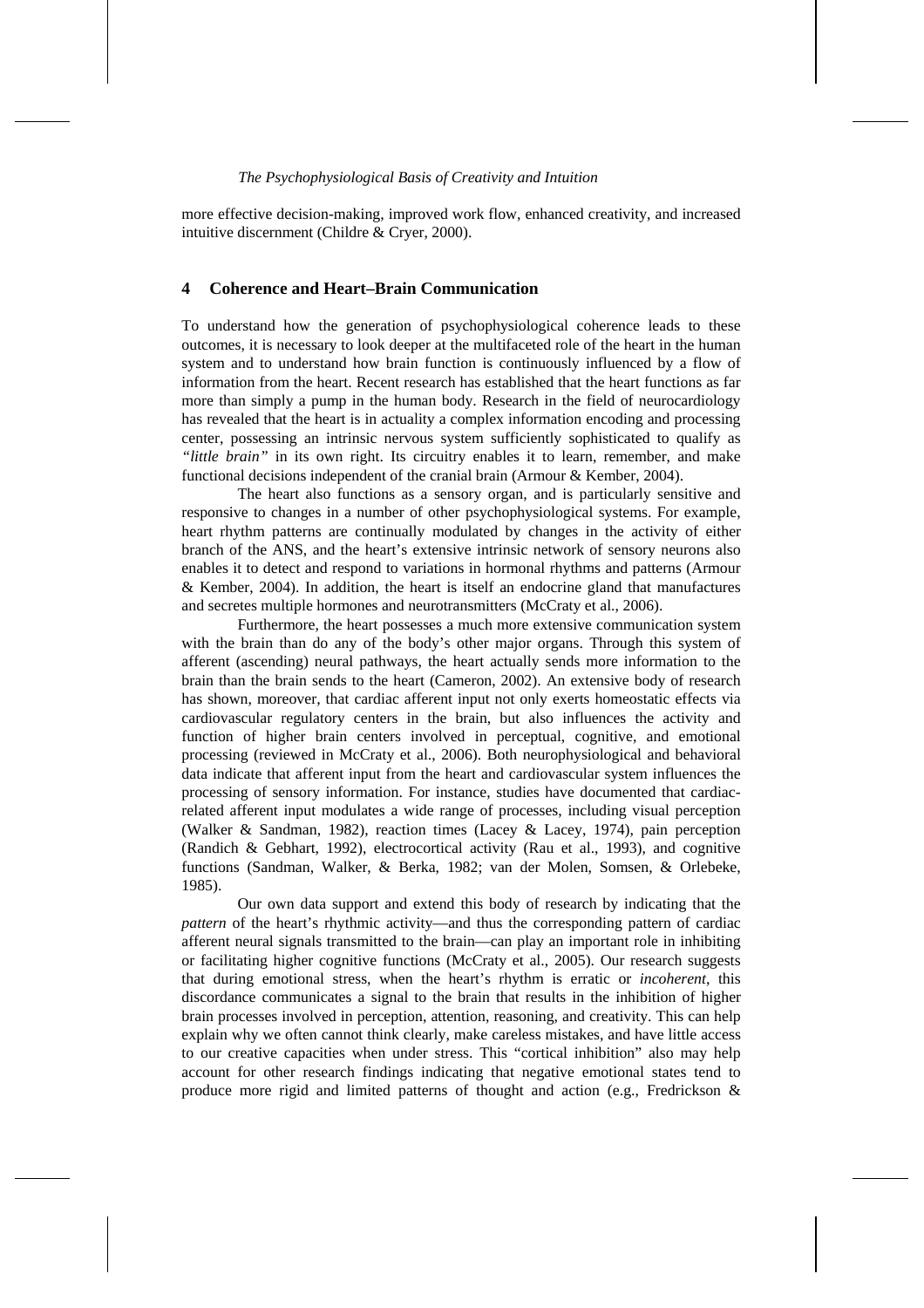more effective decision-making, improved work flow, enhanced creativity, and increased intuitive discernment (Childre & Cryer, 2000).

## 4 Coherence and Heart–Brain Communication

To understand how the generation of psychophysiological coherence leads to these outcomes, it is necessary to look deeper at the multifaceted role of the heart in the human system and to understand how brain function is continuously influenced by a flow of information from the heart. Recent research has established that the heart functions as far more than simply a pump in the human body. Research in the field of neurocardiology has revealed that the heart is in actuality a complex information encoding and processing center, possessing an intrinsic nervous system sufficiently sophisticated to qualify as *"little brain"* in its own right. Its circuitry enables it to learn, remember, and make functional decisions independent of the cranial brain (Armour & Kember, 2004).

The heart also functions as a sensory organ, and is particularly sensitive and responsive to changes in a number of other psychophysiological systems. For example, heart rhythm patterns are continually modulated by changes in the activity of either branch of the ANS, and the heart's extensive intrinsic network of sensory neurons also enables it to detect and respond to variations in hormonal rhythms and patterns (Armour & Kember, 2004). In addition, the heart is itself an endocrine gland that manufactures and secretes multiple hormones and neurotransmitters (McCraty et al., 2006).

Furthermore, the heart possesses a much more extensive communication system with the brain than do any of the body's other major organs. Through this system of afferent (ascending) neural pathways, the heart actually sends more information to the brain than the brain sends to the heart (Cameron, 2002). An extensive body of research has shown, moreover, that cardiac afferent input not only exerts homeostatic effects via cardiovascular regulatory centers in the brain, but also influences the activity and function of higher brain centers involved in perceptual, cognitive, and emotional processing (reviewed in McCraty et al., 2006). Both neurophysiological and behavioral data indicate that afferent input from the heart and cardiovascular system influences the processing of sensory information. For instance, studies have documented that cardiac-related afferent input modulates a wide range of processes, including visual perception (Walker & Sandman, 1982), reaction times (Lacey & Lacey, 1974), pain perception (Randich & Gebhart, 1992), electrocortical activity (Rau et al., 1993), and cognitive functions (Sandman, Walker, & Berka, 1982; van der Molen, Somsen, & Orlebeke, 1985).

Our own data support and extend this body of research by indicating that the *pattern* of the heart's rhythmic activity—and thus the corresponding pattern of cardiac afferent neural signals transmitted to the brain—can play an important role in inhibiting or facilitating higher cognitive functions (McCraty et al., 2005). Our research suggests that during emotional stress, when the heart's rhythm is erratic or *incoherent*, this discordance communicates a signal to the brain that results in the inhibition of higher brain processes involved in perception, attention, reasoning, and creativity. This can help explain why we often cannot think clearly, make careless mistakes, and have little access to our creative capacities when under stress. This "cortical inhibition" also may help account for other research findings indicating that negative emotional states tend to produce more rigid and limited patterns of thought and action (e.g., Fredrickson &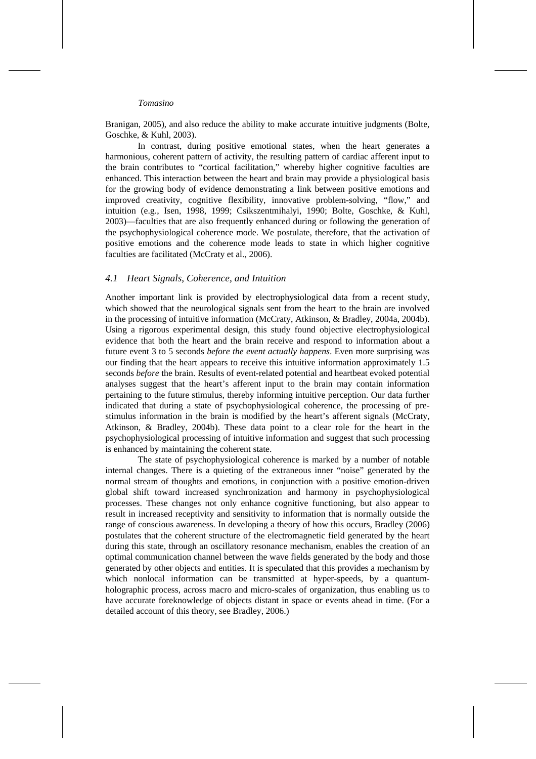Branigan, 2005), and also reduce the ability to make accurate intuitive judgments (Bolte, Goschke, & Kuhl, 2003).

In contrast, during positive emotional states, when the heart generates a harmonious, coherent pattern of activity, the resulting pattern of cardiac afferent input to the brain contributes to "cortical facilitation," whereby higher cognitive faculties are enhanced. This interaction between the heart and brain may provide a physiological basis for the growing body of evidence demonstrating a link between positive emotions and improved creativity, cognitive flexibility, innovative problem-solving, "flow," and intuition (e.g., Isen, 1998, 1999; Csikszentmihalyi, 1990; Bolte, Goschke, & Kuhl, 2003)—faculties that are also frequently enhanced during or following the generation of the psychophysiological coherence mode. We postulate, therefore, that the activation of positive emotions and the coherence mode leads to state in which higher cognitive faculties are facilitated (McCraty et al., 2006).

### *4.1 Heart Signals, Coherence, and Intuition*

Another important link is provided by electrophysiological data from a recent study, which showed that the neurological signals sent from the heart to the brain are involved in the processing of intuitive information (McCraty, Atkinson, & Bradley, 2004a, 2004b). Using a rigorous experimental design, this study found objective electrophysiological evidence that both the heart and the brain receive and respond to information about a future event 3 to 5 seconds *before the event actually happens*. Even more surprising was our finding that the heart appears to receive this intuitive information approximately 1.5 seconds *before* the brain. Results of event-related potential and heartbeat evoked potential analyses suggest that the heart's afferent input to the brain may contain information pertaining to the future stimulus, thereby informing intuitive perception. Our data further indicated that during a state of psychophysiological coherence, the processing of pre-stimulus information in the brain is modified by the heart's afferent signals (McCraty, Atkinson, & Bradley, 2004b). These data point to a clear role for the heart in the psychophysiological processing of intuitive information and suggest that such processing is enhanced by maintaining the coherent state.

The state of psychophysiological coherence is marked by a number of notable internal changes. There is a quieting of the extraneous inner "noise" generated by the normal stream of thoughts and emotions, in conjunction with a positive emotion-driven global shift toward increased synchronization and harmony in psychophysiological processes. These changes not only enhance cognitive functioning, but also appear to result in increased receptivity and sensitivity to information that is normally outside the range of conscious awareness. In developing a theory of how this occurs, Bradley (2006) postulates that the coherent structure of the electromagnetic field generated by the heart during this state, through an oscillatory resonance mechanism, enables the creation of an optimal communication channel between the wave fields generated by the body and those generated by other objects and entities. It is speculated that this provides a mechanism by which nonlocal information can be transmitted at hyper-speeds, by a quantum-holographic process, across macro and micro-scales of organization, thus enabling us to have accurate foreknowledge of objects distant in space or events ahead in time. (For a detailed account of this theory, see Bradley, 2006.)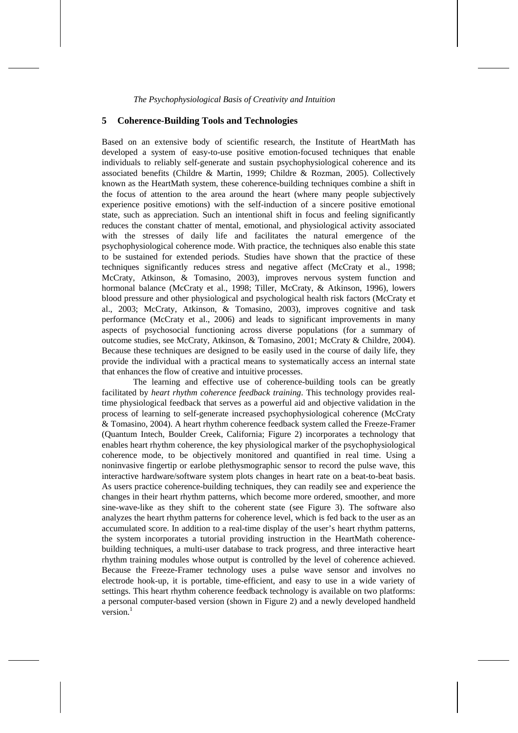## 5 Coherence-Building Tools and Technologies

Based on an extensive body of scientific research, the Institute of HeartMath has developed a system of easy-to-use positive emotion-focused techniques that enable individuals to reliably self-generate and sustain psychophysiological coherence and its associated benefits (Childre & Martin, 1999; Childre & Rozman, 2005). Collectively known as the HeartMath system, these coherence-building techniques combine a shift in the focus of attention to the area around the heart (where many people subjectively experience positive emotions) with the self-induction of a sincere positive emotional state, such as appreciation. Such an intentional shift in focus and feeling significantly reduces the constant chatter of mental, emotional, and physiological activity associated with the stresses of daily life and facilitates the natural emergence of the psychophysiological coherence mode. With practice, the techniques also enable this state to be sustained for extended periods. Studies have shown that the practice of these techniques significantly reduces stress and negative affect (McCraty et al., 1998; McCraty, Atkinson, & Tomasino, 2003), improves nervous system function and hormonal balance (McCraty et al., 1998; Tiller, McCraty, & Atkinson, 1996), lowers blood pressure and other physiological and psychological health risk factors (McCraty et al., 2003; McCraty, Atkinson, & Tomasino, 2003), improves cognitive and task performance (McCraty et al., 2006) and leads to significant improvements in many aspects of psychosocial functioning across diverse populations (for a summary of outcome studies, see McCraty, Atkinson, & Tomasino, 2001; McCraty & Childre, 2004). Because these techniques are designed to be easily used in the course of daily life, they provide the individual with a practical means to systematically access an internal state that enhances the flow of creative and intuitive processes.

The learning and effective use of coherence-building tools can be greatly facilitated by *heart rhythm coherence feedback training*. This technology provides real-time physiological feedback that serves as a powerful aid and objective validation in the process of learning to self-generate increased psychophysiological coherence (McCraty & Tomasino, 2004). A heart rhythm coherence feedback system called the Freeze-Framer (Quantum Intech, Boulder Creek, California; Figure 2) incorporates a technology that enables heart rhythm coherence, the key physiological marker of the psychophysiological coherence mode, to be objectively monitored and quantified in real time. Using a noninvasive fingertip or earlobe plethysmographic sensor to record the pulse wave, this interactive hardware/software system plots changes in heart rate on a beat-to-beat basis. As users practice coherence-building techniques, they can readily see and experience the changes in their heart rhythm patterns, which become more ordered, smoother, and more sine-wave-like as they shift to the coherent state (see Figure 3). The software also analyzes the heart rhythm patterns for coherence level, which is fed back to the user as an accumulated score. In addition to a real-time display of the user's heart rhythm patterns, the system incorporates a tutorial providing instruction in the HeartMath coherence-building techniques, a multi-user database to track progress, and three interactive heart rhythm training modules whose output is controlled by the level of coherence achieved. Because the Freeze-Framer technology uses a pulse wave sensor and involves no electrode hook-up, it is portable, time-efficient, and easy to use in a wide variety of settings. This heart rhythm coherence feedback technology is available on two platforms: a personal computer-based version (shown in Figure 2) and a newly developed handheld version.[1]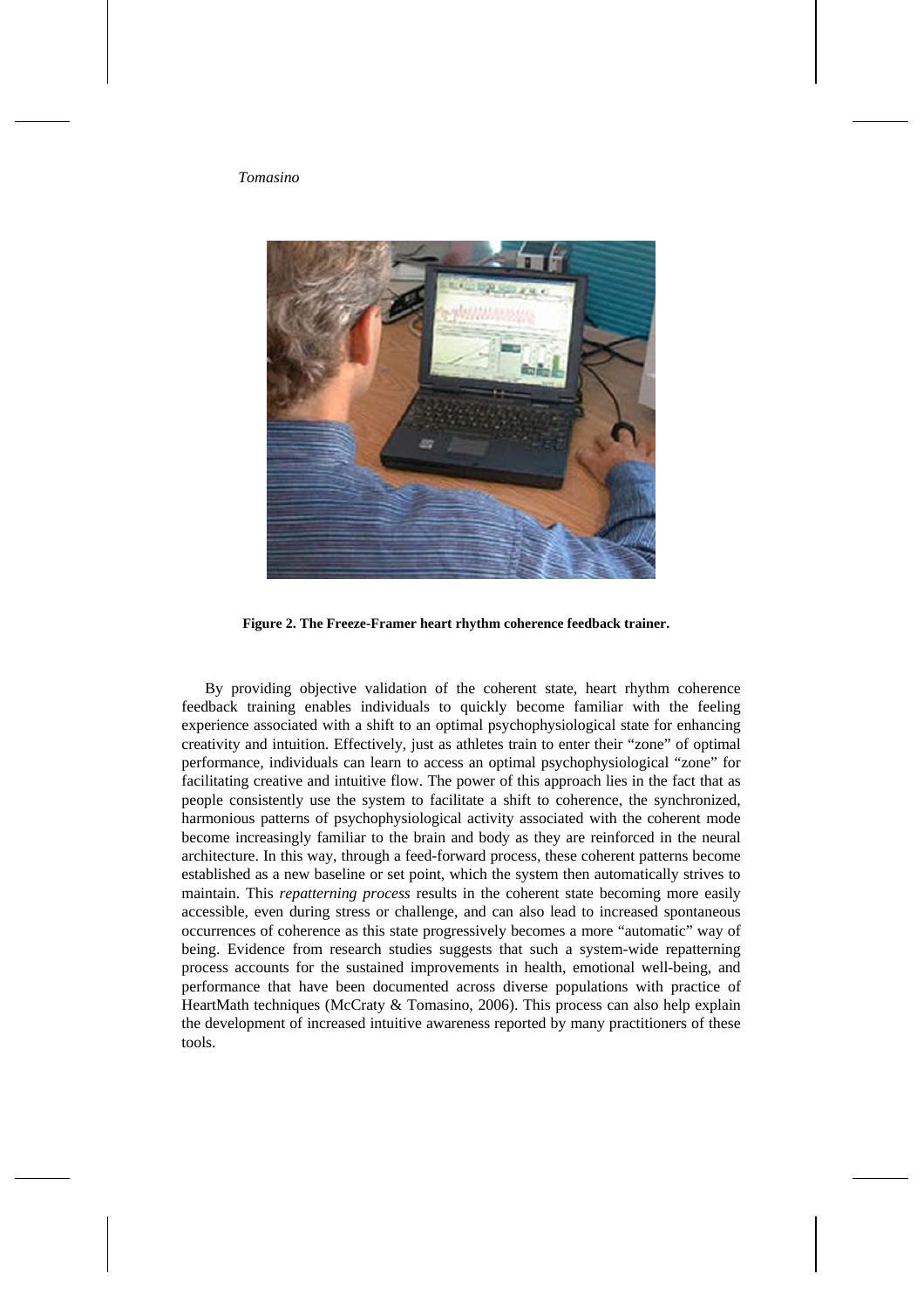**Figure 2. The Freeze-Framer heart rhythm coherence feedback trainer.**

By providing objective validation of the coherent state, heart rhythm coherence feedback training enables individuals to quickly become familiar with the feeling experience associated with a shift to an optimal psychophysiological state for enhancing creativity and intuition. Effectively, just as athletes train to enter their "zone" of optimal performance, individuals can learn to access an optimal psychophysiological "zone" for facilitating creative and intuitive flow. The power of this approach lies in the fact that as people consistently use the system to facilitate a shift to coherence, the synchronized, harmonious patterns of psychophysiological activity associated with the coherent mode become increasingly familiar to the brain and body as they are reinforced in the neural architecture. In this way, through a feed-forward process, these coherent patterns become established as a new baseline or set point, which the system then automatically strives to maintain. This *repatterning process* results in the coherent state becoming more easily accessible, even during stress or challenge, and can also lead to increased spontaneous occurrences of coherence as this state progressively becomes a more "automatic" way of being. Evidence from research studies suggests that such a system-wide repatterning process accounts for the sustained improvements in health, emotional well-being, and performance that have been documented across diverse populations with practice of HeartMath techniques (McCraty & Tomasino, 2006). This process can also help explain the development of increased intuitive awareness reported by many practitioners of these tools.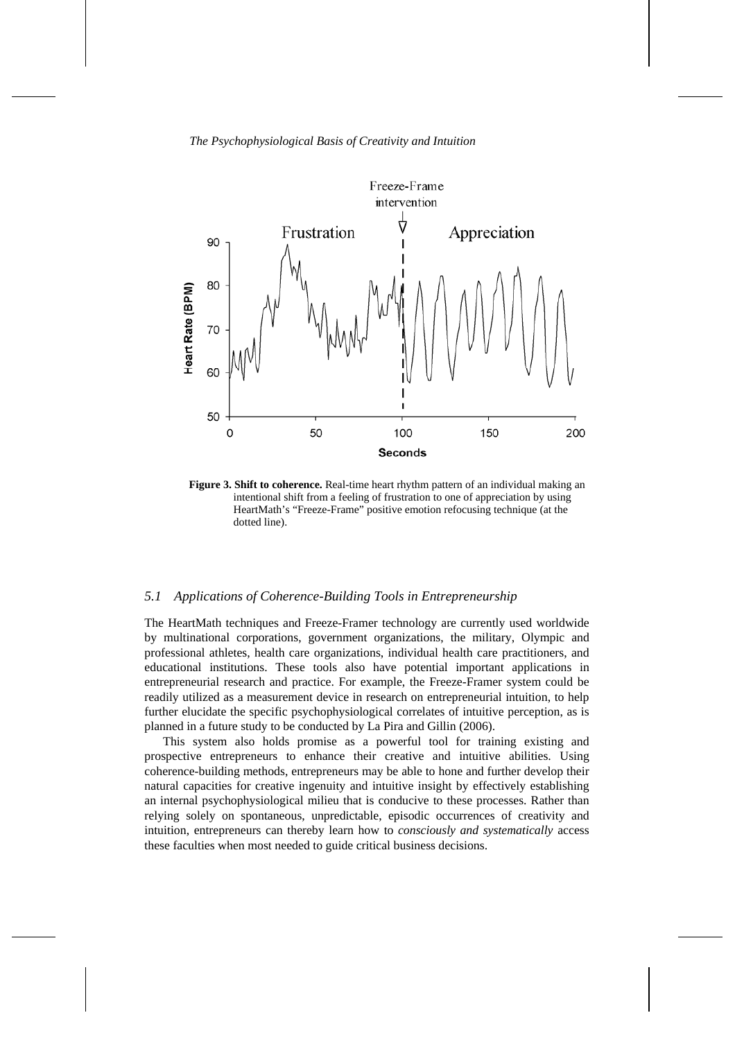**Figure 3. Shift to coherence.** Real-time heart rhythm pattern of an individual making an intentional shift from a feeling of frustration to one of appreciation by using HeartMath's "Freeze-Frame" positive emotion refocusing technique (at the dotted line).

### *5.1 Applications of Coherence-Building Tools in Entrepreneurship*

The HeartMath techniques and Freeze-Framer technology are currently used worldwide by multinational corporations, government organizations, the military, Olympic and professional athletes, health care organizations, individual health care practitioners, and educational institutions. These tools also have potential important applications in entrepreneurial research and practice. For example, the Freeze-Framer system could be readily utilized as a measurement device in research on entrepreneurial intuition, to help further elucidate the specific psychophysiological correlates of intuitive perception, as is planned in a future study to be conducted by La Pira and Gillin (2006).

This system also holds promise as a powerful tool for training existing and prospective entrepreneurs to enhance their creative and intuitive abilities. Using coherence-building methods, entrepreneurs may be able to hone and further develop their natural capacities for creative ingenuity and intuitive insight by effectively establishing an internal psychophysiological milieu that is conducive to these processes. Rather than relying solely on spontaneous, unpredictable, episodic occurrences of creativity and intuition, entrepreneurs can thereby learn how to *consciously and systematically* access these faculties when most needed to guide critical business decisions.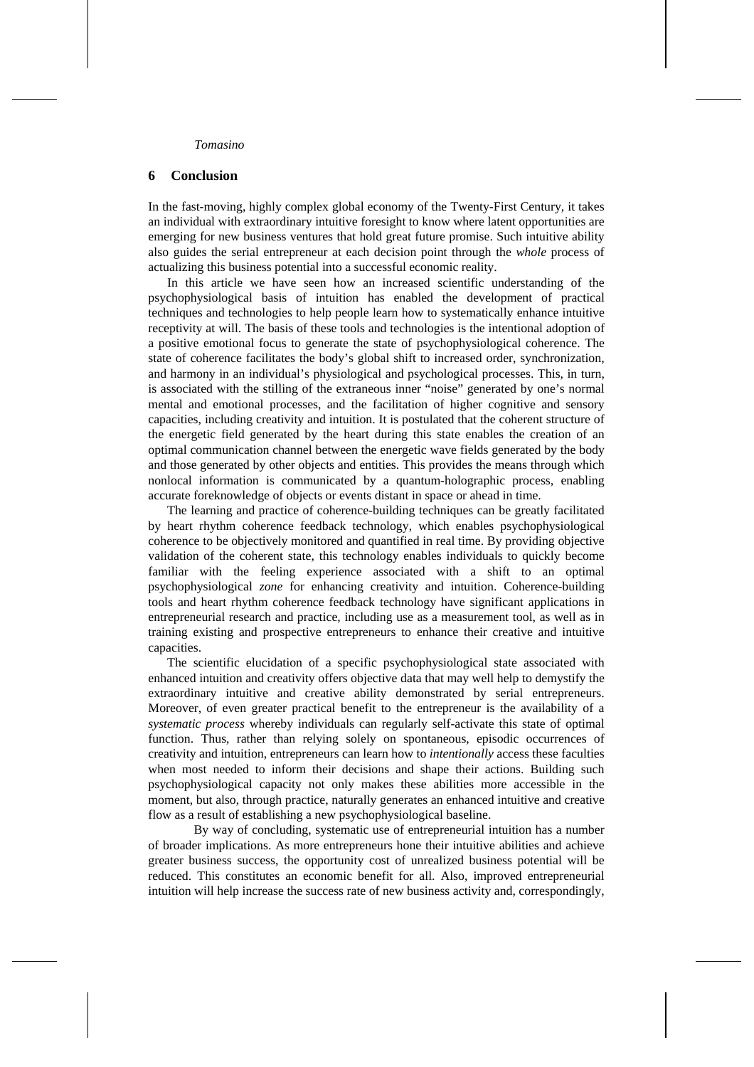## 6 Conclusion

In the fast-moving, highly complex global economy of the Twenty-First Century, it takes an individual with extraordinary intuitive foresight to know where latent opportunities are emerging for new business ventures that hold great future promise. Such intuitive ability also guides the serial entrepreneur at each decision point through the *whole* process of actualizing this business potential into a successful economic reality.

In this article we have seen how an increased scientific understanding of the psychophysiological basis of intuition has enabled the development of practical techniques and technologies to help people learn how to systematically enhance intuitive receptivity at will. The basis of these tools and technologies is the intentional adoption of a positive emotional focus to generate the state of psychophysiological coherence. The state of coherence facilitates the body's global shift to increased order, synchronization, and harmony in an individual's physiological and psychological processes. This, in turn, is associated with the stilling of the extraneous inner "noise" generated by one's normal mental and emotional processes, and the facilitation of higher cognitive and sensory capacities, including creativity and intuition. It is postulated that the coherent structure of the energetic field generated by the heart during this state enables the creation of an optimal communication channel between the energetic wave fields generated by the body and those generated by other objects and entities. This provides the means through which nonlocal information is communicated by a quantum-holographic process, enabling accurate foreknowledge of objects or events distant in space or ahead in time.

The learning and practice of coherence-building techniques can be greatly facilitated by heart rhythm coherence feedback technology, which enables psychophysiological coherence to be objectively monitored and quantified in real time. By providing objective validation of the coherent state, this technology enables individuals to quickly become familiar with the feeling experience associated with a shift to an optimal psychophysiological *zone* for enhancing creativity and intuition. Coherence-building tools and heart rhythm coherence feedback technology have significant applications in entrepreneurial research and practice, including use as a measurement tool, as well as in training existing and prospective entrepreneurs to enhance their creative and intuitive capacities.

The scientific elucidation of a specific psychophysiological state associated with enhanced intuition and creativity offers objective data that may well help to demystify the extraordinary intuitive and creative ability demonstrated by serial entrepreneurs. Moreover, of even greater practical benefit to the entrepreneur is the availability of a *systematic process* whereby individuals can regularly self-activate this state of optimal function. Thus, rather than relying solely on spontaneous, episodic occurrences of creativity and intuition, entrepreneurs can learn how to *intentionally* access these faculties when most needed to inform their decisions and shape their actions. Building such psychophysiological capacity not only makes these abilities more accessible in the moment, but also, through practice, naturally generates an enhanced intuitive and creative flow as a result of establishing a new psychophysiological baseline.

By way of concluding, systematic use of entrepreneurial intuition has a number of broader implications. As more entrepreneurs hone their intuitive abilities and achieve greater business success, the opportunity cost of unrealized business potential will be reduced. This constitutes an economic benefit for all. Also, improved entrepreneurial intuition will help increase the success rate of new business activity and, correspondingly,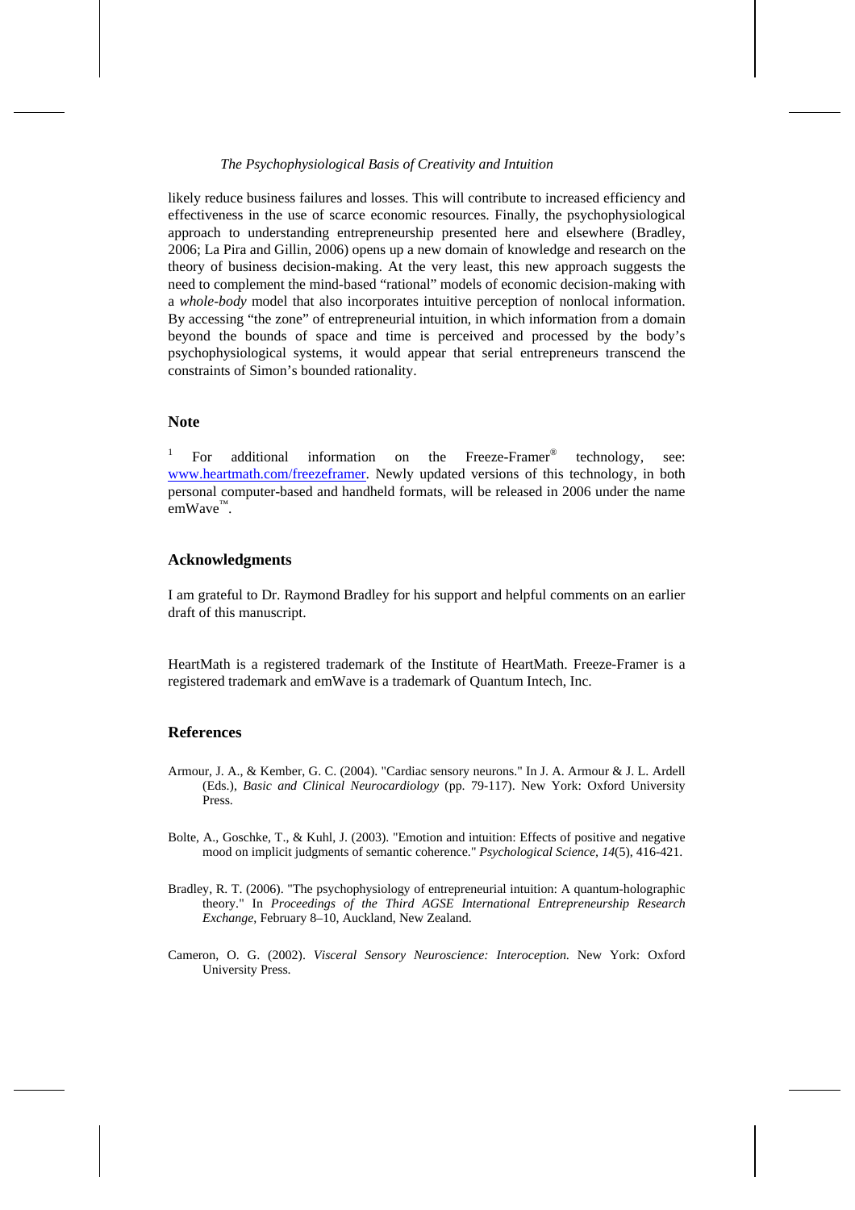likely reduce business failures and losses. This will contribute to increased efficiency and effectiveness in the use of scarce economic resources. Finally, the psychophysiological approach to understanding entrepreneurship presented here and elsewhere (Bradley, 2006; La Pira and Gillin, 2006) opens up a new domain of knowledge and research on the theory of business decision-making. At the very least, this new approach suggests the need to complement the mind-based "rational" models of economic decision-making with a *whole-body* model that also incorporates intuitive perception of nonlocal information. By accessing "the zone" of entrepreneurial intuition, in which information from a domain beyond the bounds of space and time is perceived and processed by the body's psychophysiological systems, it would appear that serial entrepreneurs transcend the constraints of Simon's bounded rationality.

## Note

[1] For additional information on the Freeze-Framer® technology, see: www.heartmath.com/freezeframer. Newly updated versions of this technology, in both personal computer-based and handheld formats, will be released in 2006 under the name emWave™.

## Acknowledgments

I am grateful to Dr. Raymond Bradley for his support and helpful comments on an earlier draft of this manuscript.

HeartMath is a registered trademark of the Institute of HeartMath. Freeze-Framer is a registered trademark and emWave is a trademark of Quantum Intech, Inc.

## References

Armour, J. A., & Kember, G. C. (2004). "Cardiac sensory neurons." In J. A. Armour & J. L. Ardell (Eds.), *Basic and Clinical Neurocardiology* (pp. 79-117). New York: Oxford University Press.

Bolte, A., Goschke, T., & Kuhl, J. (2003). "Emotion and intuition: Effects of positive and negative mood on implicit judgments of semantic coherence." *Psychological Science*, *14*(5), 416-421.

Bradley, R. T. (2006). "The psychophysiology of entrepreneurial intuition: A quantum-holographic theory." In *Proceedings of the Third AGSE International Entrepreneurship Research Exchange*, February 8–10, Auckland, New Zealand.

Cameron, O. G. (2002). *Visceral Sensory Neuroscience: Interoception.* New York: Oxford University Press.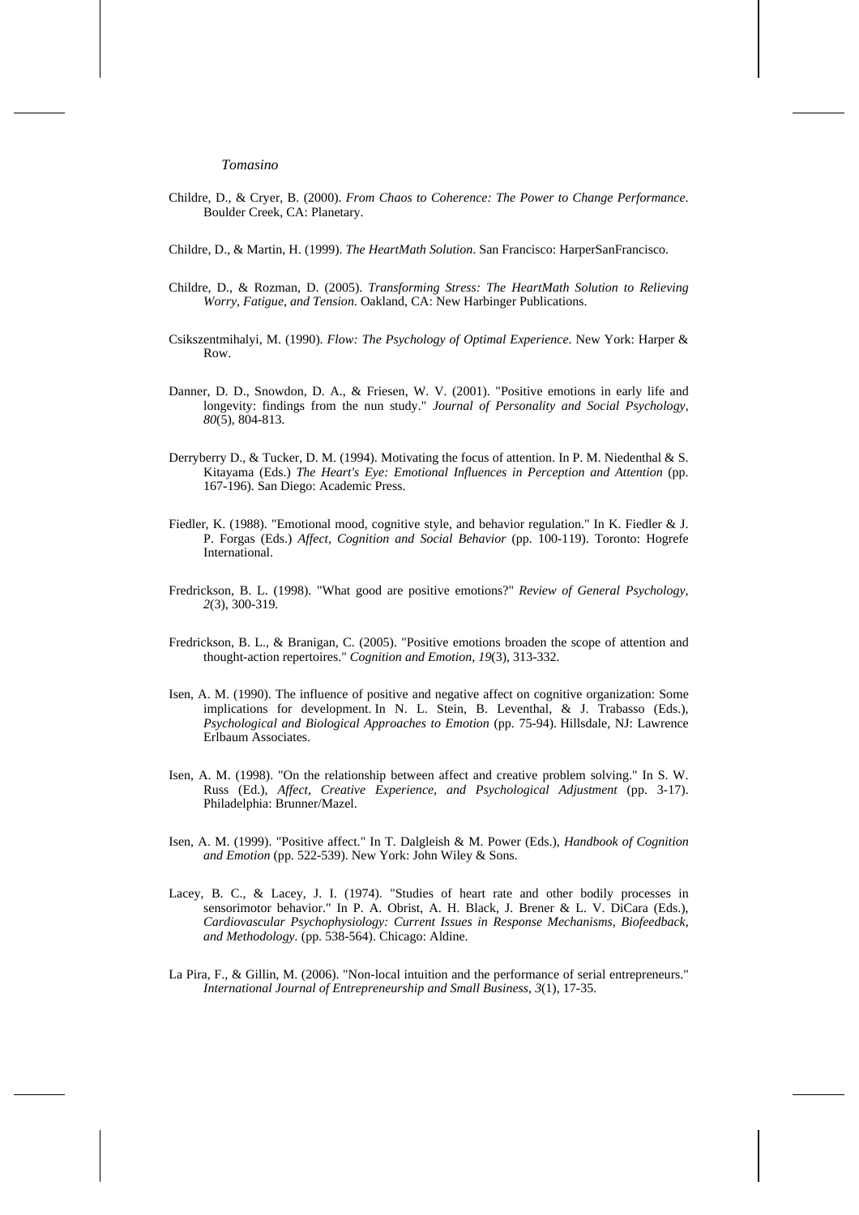Childre, D., & Cryer, B. (2000). *From Chaos to Coherence: The Power to Change Performance*. Boulder Creek, CA: Planetary.

Childre, D., & Martin, H. (1999). *The HeartMath Solution*. San Francisco: HarperSanFrancisco.

Childre, D., & Rozman, D. (2005). *Transforming Stress: The HeartMath Solution to Relieving Worry, Fatigue, and Tension.* Oakland, CA: New Harbinger Publications.

Csikszentmihalyi, M. (1990). *Flow: The Psychology of Optimal Experience*. New York: Harper & Row.

Danner, D. D., Snowdon, D. A., & Friesen, W. V. (2001). "Positive emotions in early life and longevity: findings from the nun study." *Journal of Personality and Social Psychology, 80*(5), 804-813.

Derryberry D., & Tucker, D. M. (1994). Motivating the focus of attention. In P. M. Niedenthal & S. Kitayama (Eds.) *The Heart's Eye: Emotional Influences in Perception and Attention* (pp. 167-196). San Diego: Academic Press.

Fiedler, K. (1988). "Emotional mood, cognitive style, and behavior regulation." In K. Fiedler & J. P. Forgas (Eds.) *Affect, Cognition and Social Behavior* (pp. 100-119). Toronto: Hogrefe International.

Fredrickson, B. L. (1998). "What good are positive emotions?" *Review of General Psychology, 2*(3), 300-319.

Fredrickson, B. L., & Branigan, C. (2005). "Positive emotions broaden the scope of attention and thought-action repertoires." *Cognition and Emotion, 19*(3), 313-332.

Isen, A. M. (1990). The influence of positive and negative affect on cognitive organization: Some implications for development. In N. L. Stein, B. Leventhal, & J. Trabasso (Eds.), *Psychological and Biological Approaches to Emotion* (pp. 75-94). Hillsdale, NJ: Lawrence Erlbaum Associates.

Isen, A. M. (1998). "On the relationship between affect and creative problem solving." In S. W. Russ (Ed.), *Affect, Creative Experience, and Psychological Adjustment* (pp. 3-17). Philadelphia: Brunner/Mazel.

Isen, A. M. (1999). "Positive affect." In T. Dalgleish & M. Power (Eds.), *Handbook of Cognition and Emotion* (pp. 522-539). New York: John Wiley & Sons.

Lacey, B. C., & Lacey, J. I. (1974). "Studies of heart rate and other bodily processes in sensorimotor behavior." In P. A. Obrist, A. H. Black, J. Brener & L. V. DiCara (Eds.), *Cardiovascular Psychophysiology: Current Issues in Response Mechanisms, Biofeedback, and Methodology.* (pp. 538-564). Chicago: Aldine.

La Pira, F., & Gillin, M. (2006). "Non-local intuition and the performance of serial entrepreneurs." *International Journal of Entrepreneurship and Small Business, 3*(1), 17-35.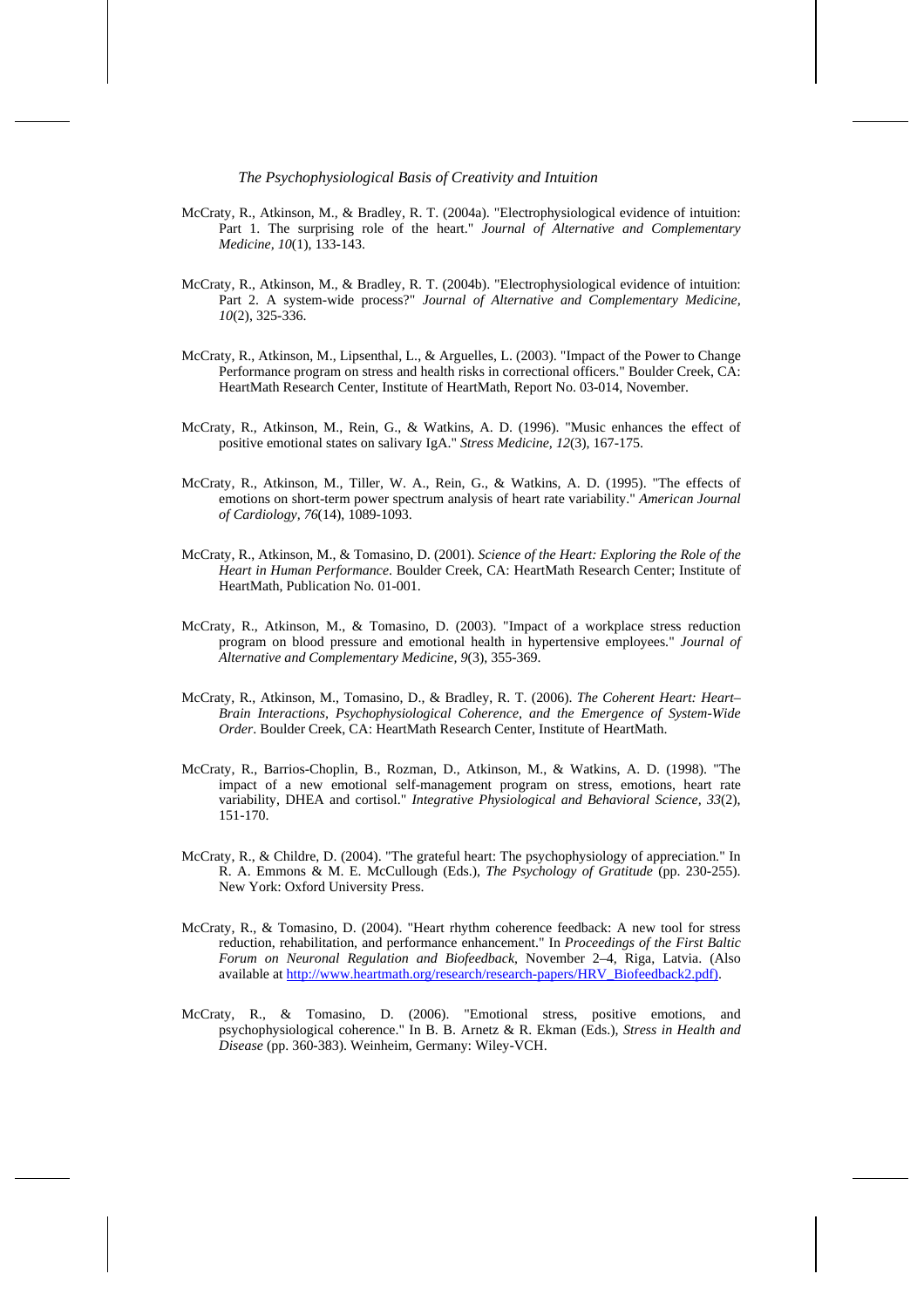McCraty, R., Atkinson, M., & Bradley, R. T. (2004a). "Electrophysiological evidence of intuition: Part 1. The surprising role of the heart." *Journal of Alternative and Complementary Medicine, 10*(1), 133-143.

McCraty, R., Atkinson, M., & Bradley, R. T. (2004b). "Electrophysiological evidence of intuition: Part 2. A system-wide process?" *Journal of Alternative and Complementary Medicine, 10*(2), 325-336.

McCraty, R., Atkinson, M., Lipsenthal, L., & Arguelles, L. (2003). "Impact of the Power to Change Performance program on stress and health risks in correctional officers." Boulder Creek, CA: HeartMath Research Center, Institute of HeartMath, Report No. 03-014, November.

McCraty, R., Atkinson, M., Rein, G., & Watkins, A. D. (1996). "Music enhances the effect of positive emotional states on salivary IgA." *Stress Medicine, 12*(3), 167-175.

McCraty, R., Atkinson, M., Tiller, W. A., Rein, G., & Watkins, A. D. (1995). "The effects of emotions on short-term power spectrum analysis of heart rate variability." *American Journal of Cardiology, 76*(14), 1089-1093.

McCraty, R., Atkinson, M., & Tomasino, D. (2001). *Science of the Heart: Exploring the Role of the Heart in Human Performance*. Boulder Creek, CA: HeartMath Research Center; Institute of HeartMath, Publication No. 01-001.

McCraty, R., Atkinson, M., & Tomasino, D. (2003). "Impact of a workplace stress reduction program on blood pressure and emotional health in hypertensive employees." *Journal of Alternative and Complementary Medicine, 9*(3), 355-369.

McCraty, R., Atkinson, M., Tomasino, D., & Bradley, R. T. (2006). *The Coherent Heart: Heart–Brain Interactions, Psychophysiological Coherence, and the Emergence of System-Wide Order*. Boulder Creek, CA: HeartMath Research Center, Institute of HeartMath.

McCraty, R., Barrios-Choplin, B., Rozman, D., Atkinson, M., & Watkins, A. D. (1998). "The impact of a new emotional self-management program on stress, emotions, heart rate variability, DHEA and cortisol." *Integrative Physiological and Behavioral Science, 33*(2), 151-170.

McCraty, R., & Childre, D. (2004). "The grateful heart: The psychophysiology of appreciation." In R. A. Emmons & M. E. McCullough (Eds.), *The Psychology of Gratitude* (pp. 230-255). New York: Oxford University Press.

McCraty, R., & Tomasino, D. (2004). "Heart rhythm coherence feedback: A new tool for stress reduction, rehabilitation, and performance enhancement." In *Proceedings of the First Baltic Forum on Neuronal Regulation and Biofeedback*, November 2–4, Riga, Latvia. (Also available at http://www.heartmath.org/research/research-papers/HRV_Biofeedback2.pdf).

McCraty, R., & Tomasino, D. (2006). "Emotional stress, positive emotions, and psychophysiological coherence." In B. B. Arnetz & R. Ekman (Eds.), *Stress in Health and Disease* (pp. 360-383). Weinheim, Germany: Wiley-VCH.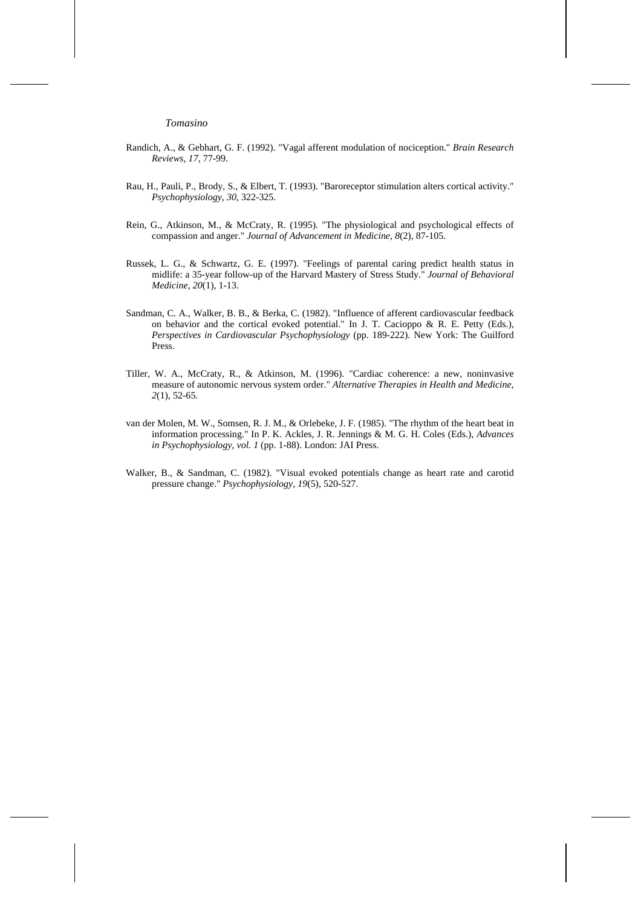Randich, A., & Gebhart, G. F. (1992). "Vagal afferent modulation of nociception." *Brain Research Reviews, 17*, 77-99.

Rau, H., Pauli, P., Brody, S., & Elbert, T. (1993). "Baroreceptor stimulation alters cortical activity." *Psychophysiology, 30*, 322-325.

Rein, G., Atkinson, M., & McCraty, R. (1995). "The physiological and psychological effects of compassion and anger." *Journal of Advancement in Medicine, 8*(2), 87-105.

Russek, L. G., & Schwartz, G. E. (1997). "Feelings of parental caring predict health status in midlife: a 35-year follow-up of the Harvard Mastery of Stress Study." *Journal of Behavioral Medicine, 20*(1), 1-13.

Sandman, C. A., Walker, B. B., & Berka, C. (1982). "Influence of afferent cardiovascular feedback on behavior and the cortical evoked potential." In J. T. Cacioppo & R. E. Petty (Eds.), *Perspectives in Cardiovascular Psychophysiology* (pp. 189-222). New York: The Guilford Press.

Tiller, W. A., McCraty, R., & Atkinson, M. (1996). "Cardiac coherence: a new, noninvasive measure of autonomic nervous system order." *Alternative Therapies in Health and Medicine, 2*(1), 52-65.

van der Molen, M. W., Somsen, R. J. M., & Orlebeke, J. F. (1985). "The rhythm of the heart beat in information processing." In P. K. Ackles, J. R. Jennings & M. G. H. Coles (Eds.), *Advances in Psychophysiology, vol. 1* (pp. 1-88). London: JAI Press.

Walker, B., & Sandman, C. (1982). "Visual evoked potentials change as heart rate and carotid pressure change." *Psychophysiology, 19*(5), 520-527.